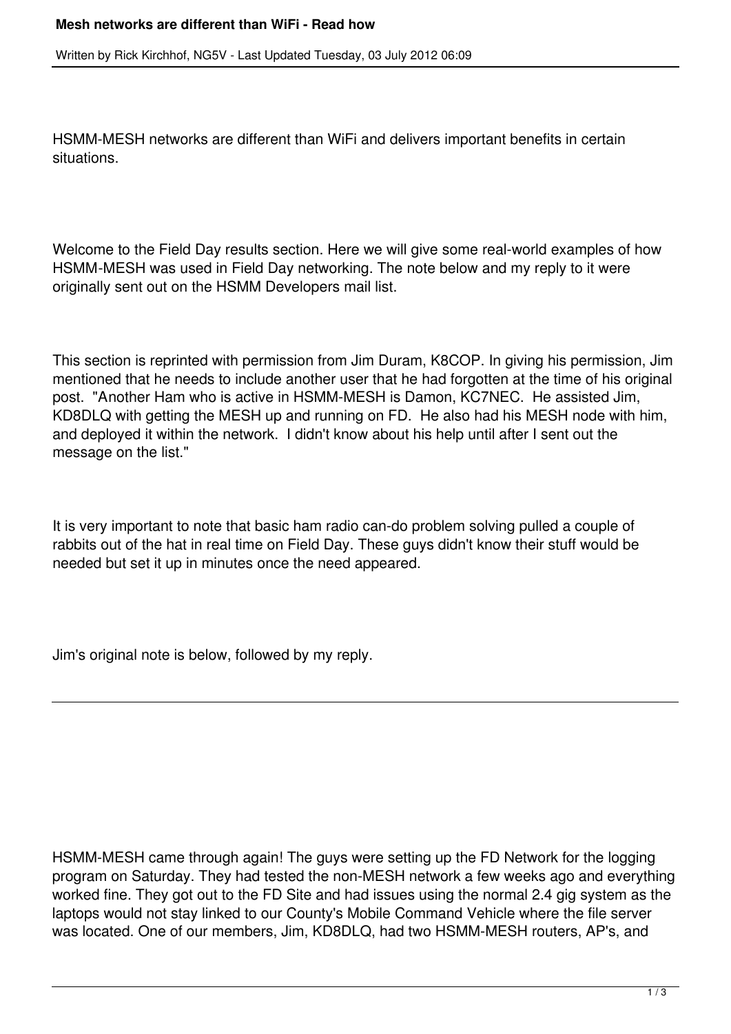# Mesh networks are different than WiFi - Read how

Written by Rick Kirchhof, NG5V - Last Updated Tuesday, 03 July 2012 06:09

HSMM-MESH networks are different than WiFi and delivers important benefits in certain situations.

Welcome to the Field Day results section. Here we will give some real-world examples of how HSMM-MESH was used in Field Day networking. The note below and my reply to it were originally sent out on the HSMM Developers mail list.

This section is reprinted with permission from Jim Duram, K8COP. In giving his permission, Jim mentioned that he needs to include another user that he had forgotten at the time of his original post. "Another Ham who is active in HSMM-MESH is Damon, KC7NEC. He assisted Jim, KD8DLQ with getting the MESH up and running on FD. He also had his MESH node with him, and deployed it within the network. I didn't know about his help until after I sent out the message on the list."

It is very important to note that basic ham radio can-do problem solving pulled a couple of rabbits out of the hat in real time on Field Day. These guys didn't know their stuff would be needed but set it up in minutes once the need appeared.

Jim's original note is below, followed by my reply.

---

HSMM-MESH came through again! The guys were setting up the FD Network for the logging program on Saturday. They had tested the non-MESH network a few weeks ago and everything worked fine. They got out to the FD Site and had issues using the normal 2.4 gig system as the laptops would not stay linked to our County's Mobile Command Vehicle where the file server was located. One of our members, Jim, KD8DLQ, had two HSMM-MESH routers, AP's, and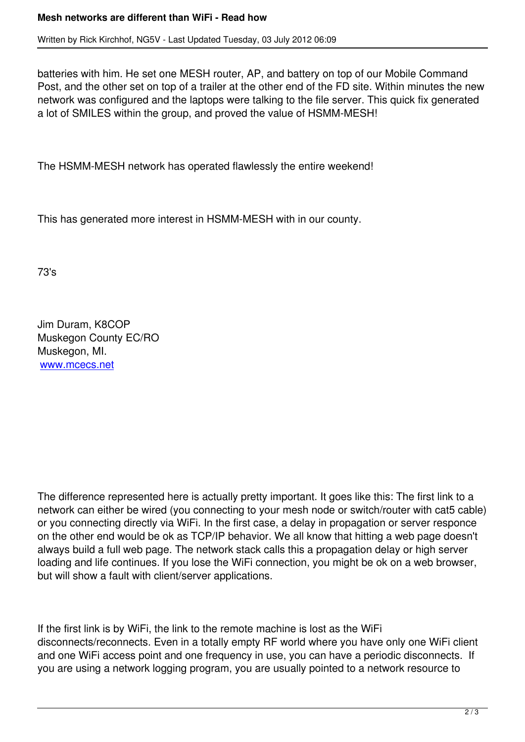batteries with him. He set one MESH router, AP, and battery on top of our Mobile Command Post, and the other set on top of a trailer at the other end of the FD site. Within minutes the new network was configured and the laptops were talking to the file server. This quick fix generated a lot of SMILES within the group, and proved the value of HSMM-MESH!

The HSMM-MESH network has operated flawlessly the entire weekend!

This has generated more interest in HSMM-MESH with in our county.

73's

Jim Duram, K8COP
Muskegon County EC/RO
Muskegon, MI.
www.mcecs.net

The difference represented here is actually pretty important. It goes like this: The first link to a network can either be wired (you connecting to your mesh node or switch/router with cat5 cable) or you connecting directly via WiFi. In the first case, a delay in propagation or server responce on the other end would be ok as TCP/IP behavior. We all know that hitting a web page doesn't always build a full web page. The network stack calls this a propagation delay or high server loading and life continues. If you lose the WiFi connection, you might be ok on a web browser, but will show a fault with client/server applications.

If the first link is by WiFi, the link to the remote machine is lost as the WiFi disconnects/reconnects. Even in a totally empty RF world where you have only one WiFi client and one WiFi access point and one frequency in use, you can have a periodic disconnects. If you are using a network logging program, you are usually pointed to a network resource to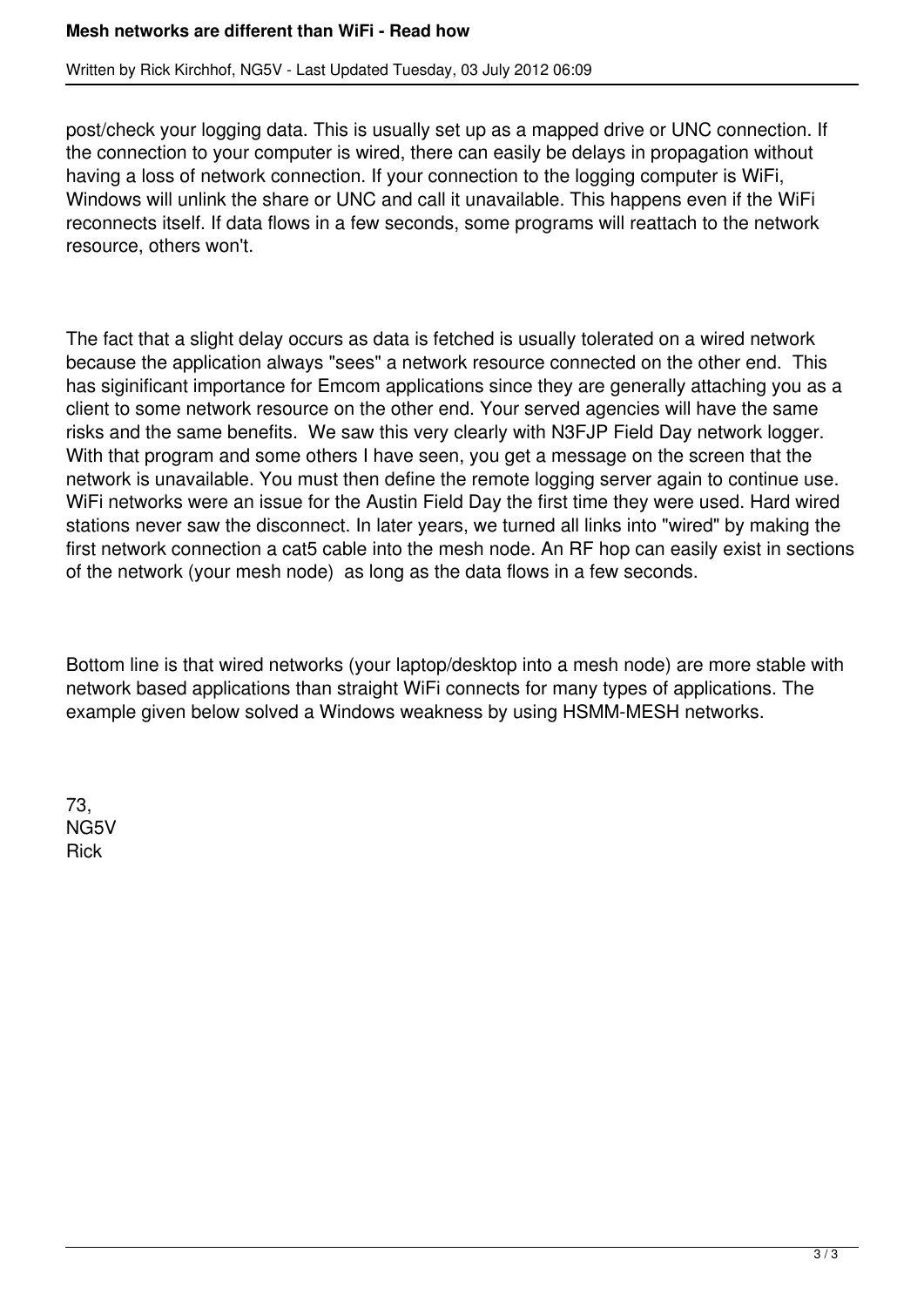post/check your logging data. This is usually set up as a mapped drive or UNC connection. If the connection to your computer is wired, there can easily be delays in propagation without having a loss of network connection. If your connection to the logging computer is WiFi, Windows will unlink the share or UNC and call it unavailable. This happens even if the WiFi reconnects itself. If data flows in a few seconds, some programs will reattach to the network resource, others won't.

The fact that a slight delay occurs as data is fetched is usually tolerated on a wired network because the application always "sees" a network resource connected on the other end. This has siginificant importance for Emcom applications since they are generally attaching you as a client to some network resource on the other end. Your served agencies will have the same risks and the same benefits. We saw this very clearly with N3FJP Field Day network logger. With that program and some others I have seen, you get a message on the screen that the network is unavailable. You must then define the remote logging server again to continue use. WiFi networks were an issue for the Austin Field Day the first time they were used. Hard wired stations never saw the disconnect. In later years, we turned all links into "wired" by making the first network connection a cat5 cable into the mesh node. An RF hop can easily exist in sections of the network (your mesh node) as long as the data flows in a few seconds.

Bottom line is that wired networks (your laptop/desktop into a mesh node) are more stable with network based applications than straight WiFi connects for many types of applications. The example given below solved a Windows weakness by using HSMM-MESH networks.

73,
NG5V
Rick